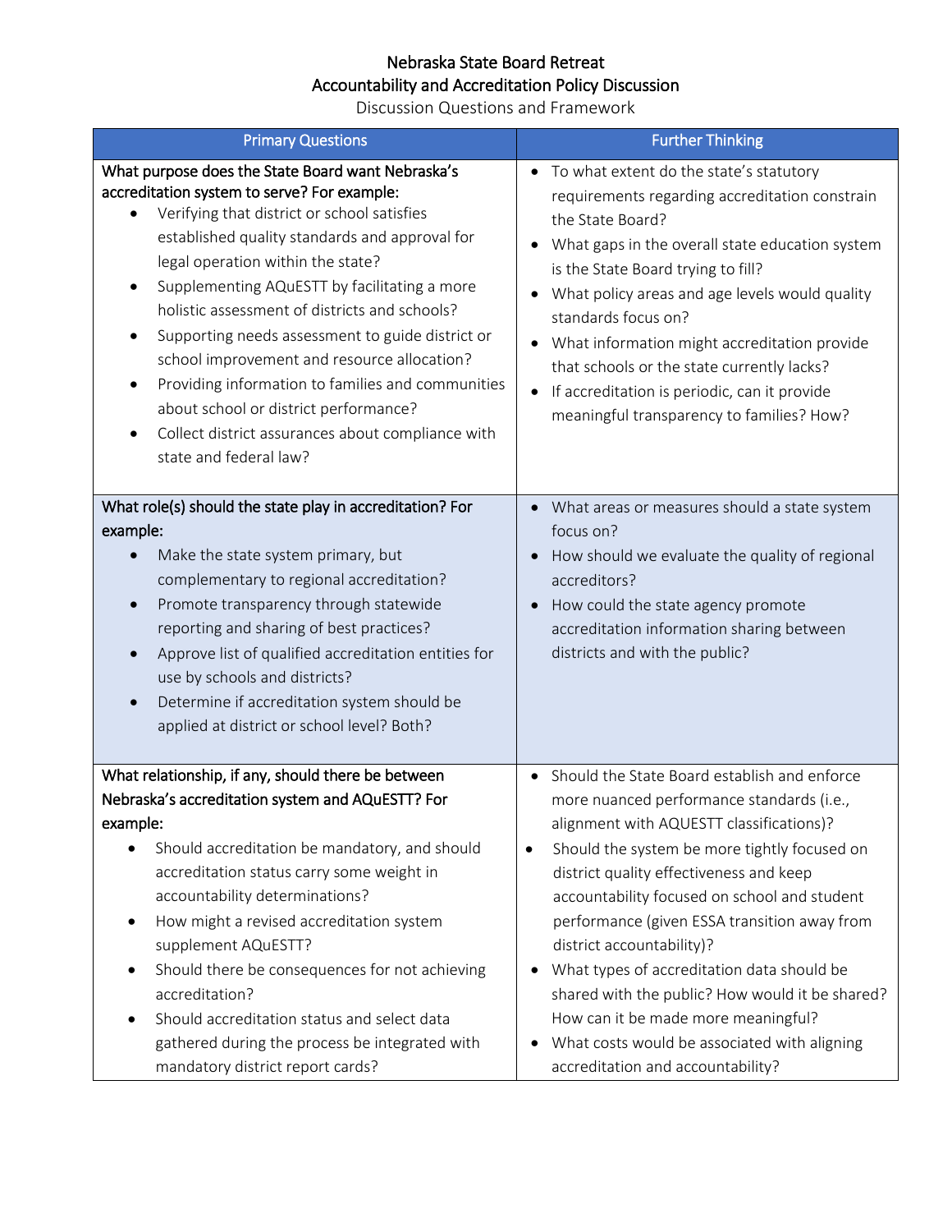# Nebraska State Board Retreat

## Accountability and Accreditation Policy Discussion

Discussion Questions and Framework

| Primary Questions | Further Thinking |
|---|---|
| **What purpose does the State Board want Nebraska's accreditation system to serve? For example:**<br>• Verifying that district or school satisfies established quality standards and approval for legal operation within the state?<br>• Supplementing AQuESTT by facilitating a more holistic assessment of districts and schools?<br>• Supporting needs assessment to guide district or school improvement and resource allocation?<br>• Providing information to families and communities about school or district performance?<br>• Collect district assurances about compliance with state and federal law? | • To what extent do the state's statutory requirements regarding accreditation constrain the State Board?<br>• What gaps in the overall state education system is the State Board trying to fill?<br>• What policy areas and age levels would quality standards focus on?<br>• What information might accreditation provide that schools or the state currently lacks?<br>• If accreditation is periodic, can it provide meaningful transparency to families? How? |
| **What role(s) should the state play in accreditation? For example:**<br>• Make the state system primary, but complementary to regional accreditation?<br>• Promote transparency through statewide reporting and sharing of best practices?<br>• Approve list of qualified accreditation entities for use by schools and districts?<br>• Determine if accreditation system should be applied at district or school level? Both? | • What areas or measures should a state system focus on?<br>• How should we evaluate the quality of regional accreditors?<br>• How could the state agency promote accreditation information sharing between districts and with the public? |
| **What relationship, if any, should there be between Nebraska's accreditation system and AQuESTT? For example:**<br>• Should accreditation be mandatory, and should accreditation status carry some weight in accountability determinations?<br>• How might a revised accreditation system supplement AQuESTT?<br>• Should there be consequences for not achieving accreditation?<br>• Should accreditation status and select data gathered during the process be integrated with mandatory district report cards? | • Should the State Board establish and enforce more nuanced performance standards (i.e., alignment with AQUESTT classifications)?<br>• Should the system be more tightly focused on district quality effectiveness and keep accountability focused on school and student performance (given ESSA transition away from district accountability)?<br>• What types of accreditation data should be shared with the public? How would it be shared? How can it be made more meaningful?<br>• What costs would be associated with aligning accreditation and accountability? |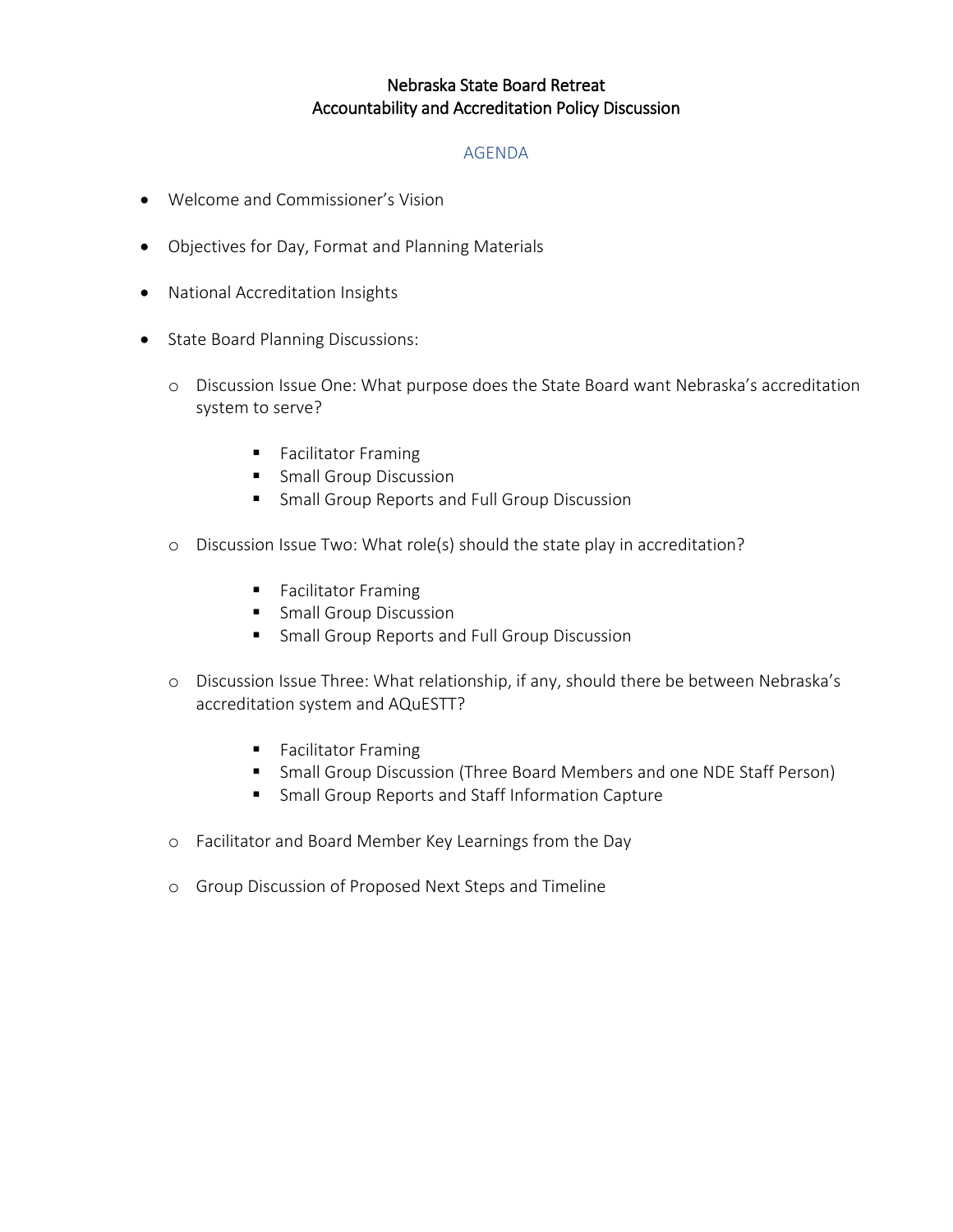# Nebraska State Board Retreat
## Accountability and Accreditation Policy Discussion

### AGENDA

- Welcome and Commissioner's Vision
- Objectives for Day, Format and Planning Materials
- National Accreditation Insights
- State Board Planning Discussions:
  - Discussion Issue One: What purpose does the State Board want Nebraska's accreditation system to serve?
    - Facilitator Framing
    - Small Group Discussion
    - Small Group Reports and Full Group Discussion
  - Discussion Issue Two: What role(s) should the state play in accreditation?
    - Facilitator Framing
    - Small Group Discussion
    - Small Group Reports and Full Group Discussion
  - Discussion Issue Three: What relationship, if any, should there be between Nebraska's accreditation system and AQuESTT?
    - Facilitator Framing
    - Small Group Discussion (Three Board Members and one NDE Staff Person)
    - Small Group Reports and Staff Information Capture
  - Facilitator and Board Member Key Learnings from the Day
  - Group Discussion of Proposed Next Steps and Timeline